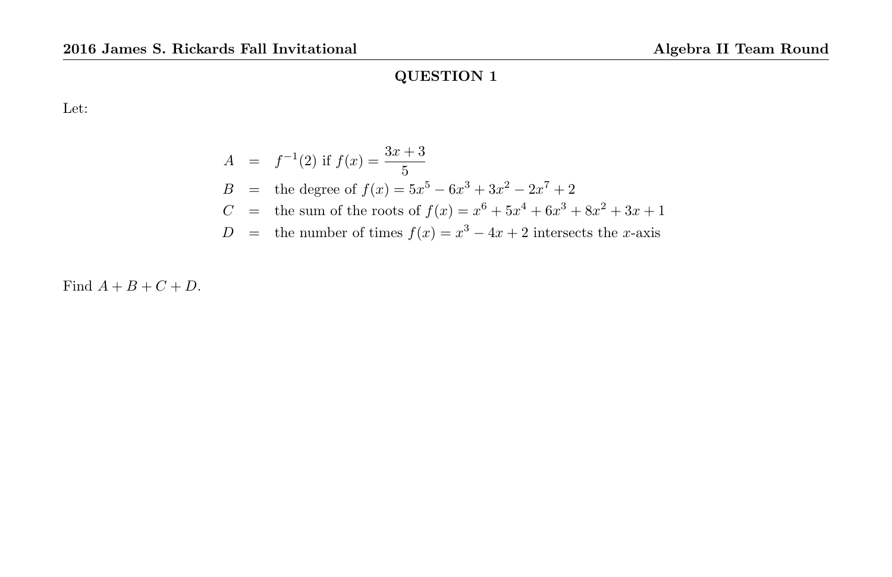## QUESTION 1

Let:

$$
\begin{aligned}
A &= f^{-1}(2) \text{ if } f(x) = \frac{3x+3}{5} \\
B &= \text{the degree of } f(x) = 5x^5 - 6x^3 + 3x^2 - 2x^7 + 2 \\
C &= \text{the sum of the roots of } f(x) = x^6 + 5x^4 + 6x^3 + 8x^2 + 3x + 1 \\
D &= \text{the number of times } f(x) = x^3 - 4x + 2 \text{ intersects the } x\text{-axis}
\end{aligned}
$$

Find $A + B + C + D$.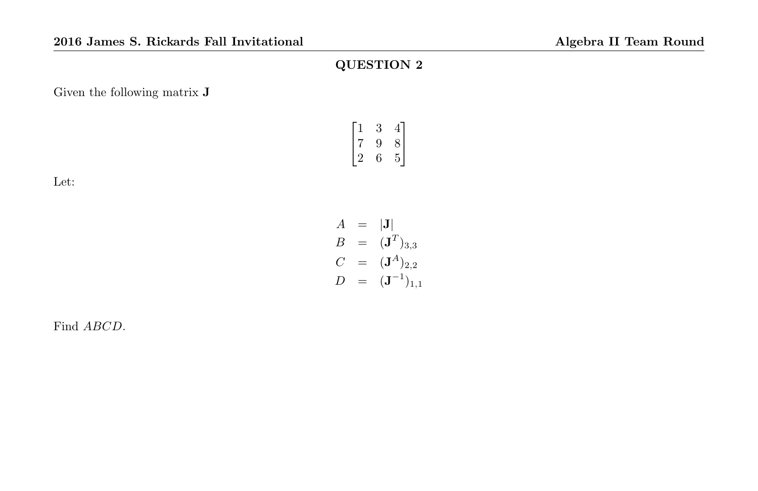## QUESTION 2

Given the following matrix $\mathbf{J}$

$$\begin{bmatrix} 1 & 3 & 4 \\ 7 & 9 & 8 \\ 2 & 6 & 5 \end{bmatrix}$$

Let:

$$\begin{aligned} A &= |\mathbf{J}| \\ B &= (\mathbf{J}^T)_{3,3} \\ C &= (\mathbf{J}^A)_{2,2} \\ D &= (\mathbf{J}^{-1})_{1,1} \end{aligned}$$

Find $ABCD$.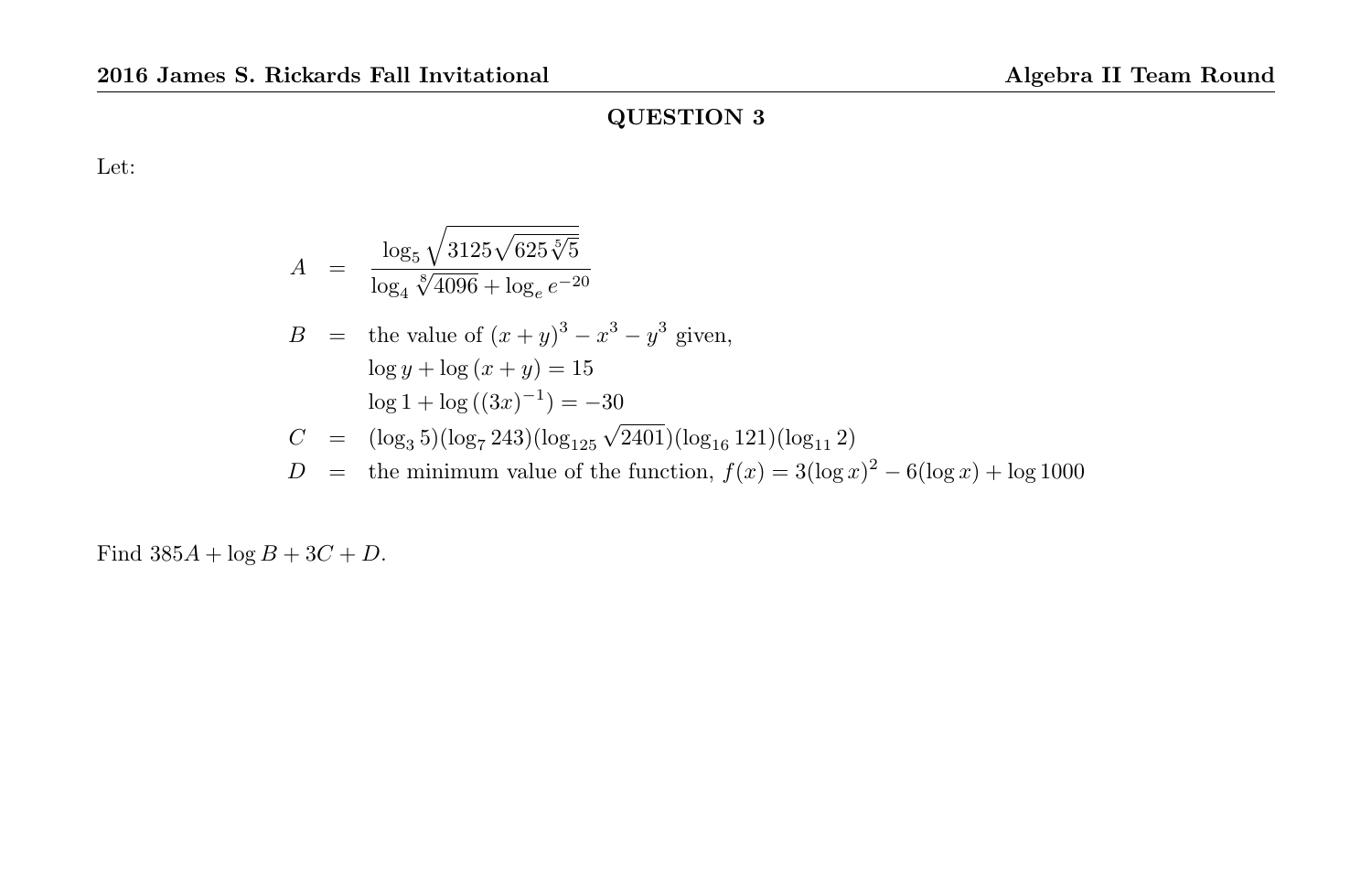## QUESTION 3

Let:

$$
\begin{aligned}
A &= \frac{\log_5 \sqrt{3125\sqrt{625\sqrt[5]{5}}}}{\log_4 \sqrt[8]{4096} + \log_e e^{-20}} \\
B &= \text{the value of } (x+y)^3 - x^3 - y^3 \text{ given,} \\
&\quad \log y + \log(x+y) = 15 \\
&\quad \log 1 + \log\left((3x)^{-1}\right) = -30 \\
C &= (\log_3 5)(\log_7 243)(\log_{125} \sqrt{2401})(\log_{16} 121)(\log_{11} 2) \\
D &= \text{the minimum value of the function, } f(x) = 3(\log x)^2 - 6(\log x) + \log 1000
\end{aligned}
$$

Find $385A + \log B + 3C + D$.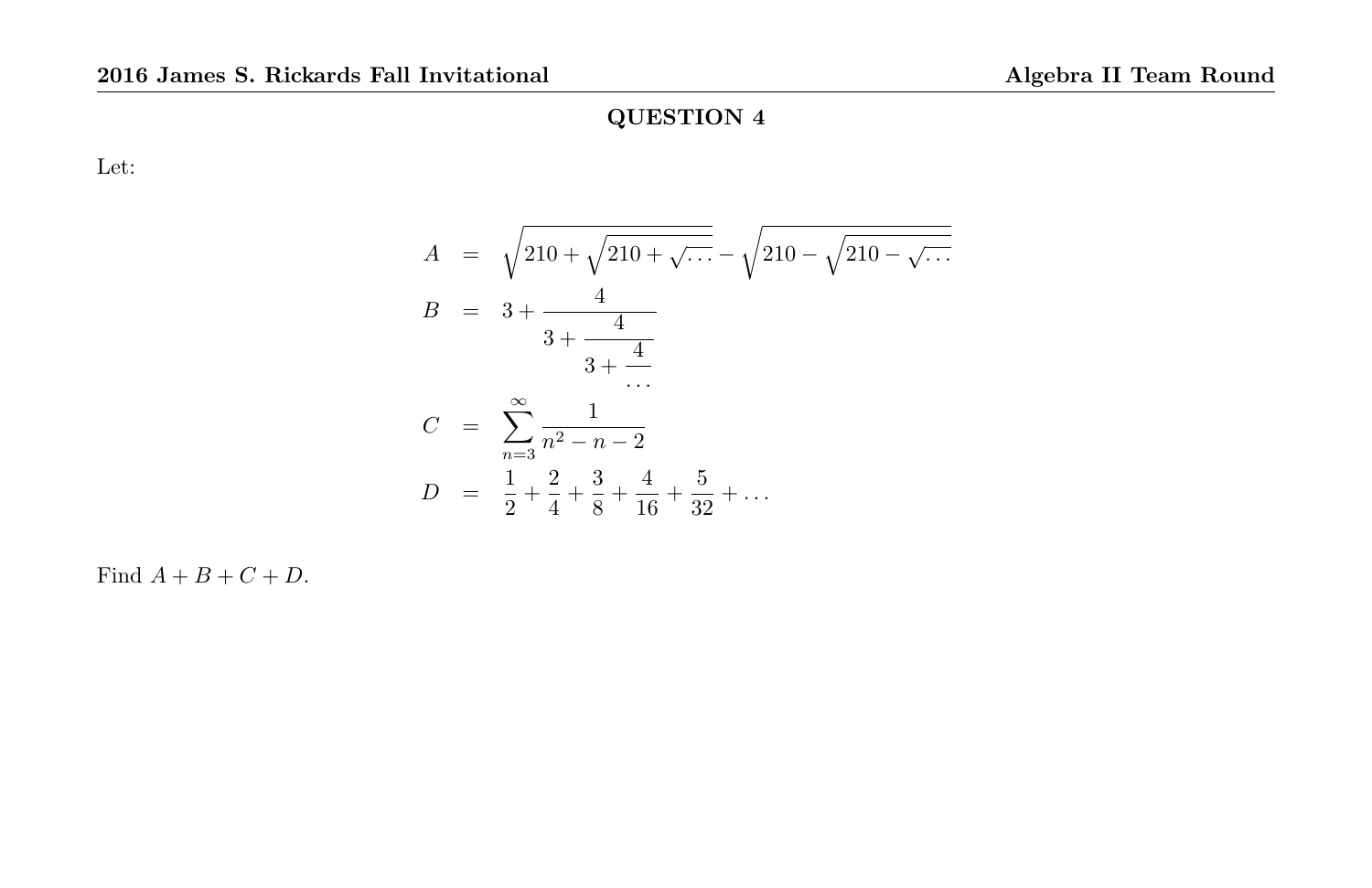## QUESTION 4

Let:

$$
\begin{aligned}
A &= \sqrt{210+\sqrt{210+\sqrt{\ldots}}} - \sqrt{210-\sqrt{210-\sqrt{\ldots}}} \\
B &= 3+\cfrac{4}{3+\cfrac{4}{3+\cfrac{4}{\ldots}}} \\
C &= \sum_{n=3}^{\infty} \frac{1}{n^2-n-2} \\
D &= \frac{1}{2}+\frac{2}{4}+\frac{3}{8}+\frac{4}{16}+\frac{5}{32}+\ldots
\end{aligned}
$$

Find $A+B+C+D$.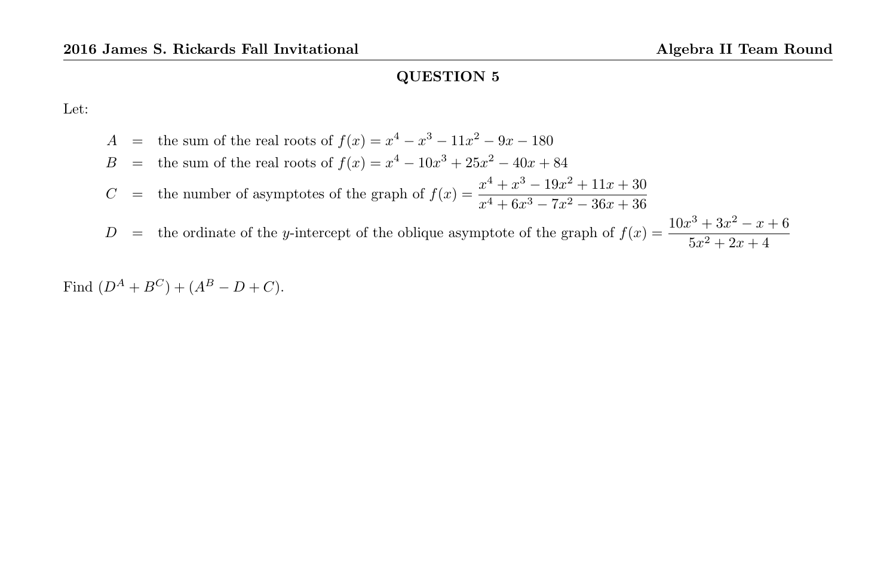## QUESTION 5

Let:

$$
\begin{aligned}
A &= \text{the sum of the real roots of } f(x) = x^4 - x^3 - 11x^2 - 9x - 180 \\
B &= \text{the sum of the real roots of } f(x) = x^4 - 10x^3 + 25x^2 - 40x + 84 \\
C &= \text{the number of asymptotes of the graph of } f(x) = \frac{x^4 + x^3 - 19x^2 + 11x + 30}{x^4 + 6x^3 - 7x^2 - 36x + 36} \\
D &= \text{the ordinate of the } y\text{-intercept of the oblique asymptote of the graph of } f(x) = \frac{10x^3 + 3x^2 - x + 6}{5x^2 + 2x + 4}
\end{aligned}
$$

Find $(D^A + B^C) + (A^B - D + C)$.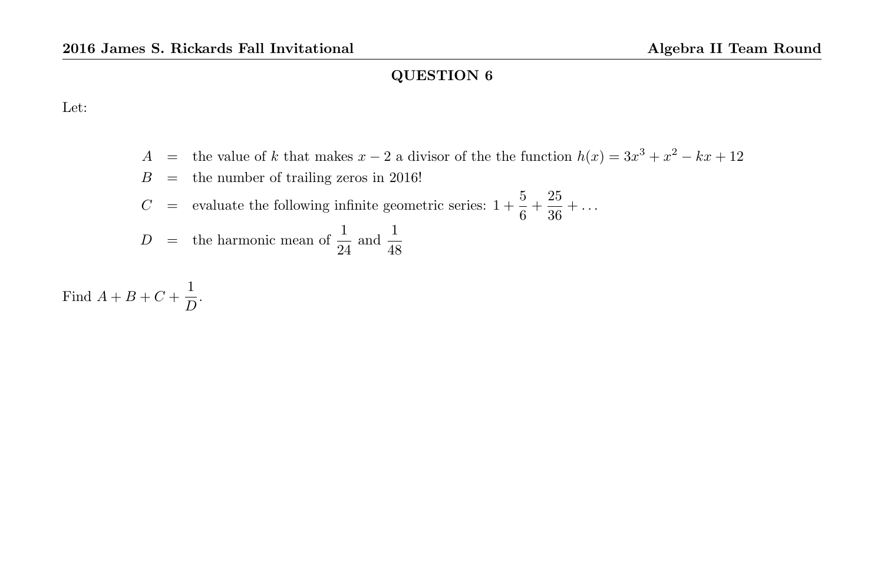## QUESTION 6

Let:

$$
\begin{aligned}
A &= \text{the value of } k \text{ that makes } x-2 \text{ a divisor of the the function } h(x) = 3x^3 + x^2 - kx + 12 \\
B &= \text{the number of trailing zeros in 2016!} \\
C &= \text{evaluate the following infinite geometric series: } 1 + \frac{5}{6} + \frac{25}{36} + \ldots \\
D &= \text{the harmonic mean of } \frac{1}{24} \text{ and } \frac{1}{48}
\end{aligned}
$$

Find $A + B + C + \dfrac{1}{D}$.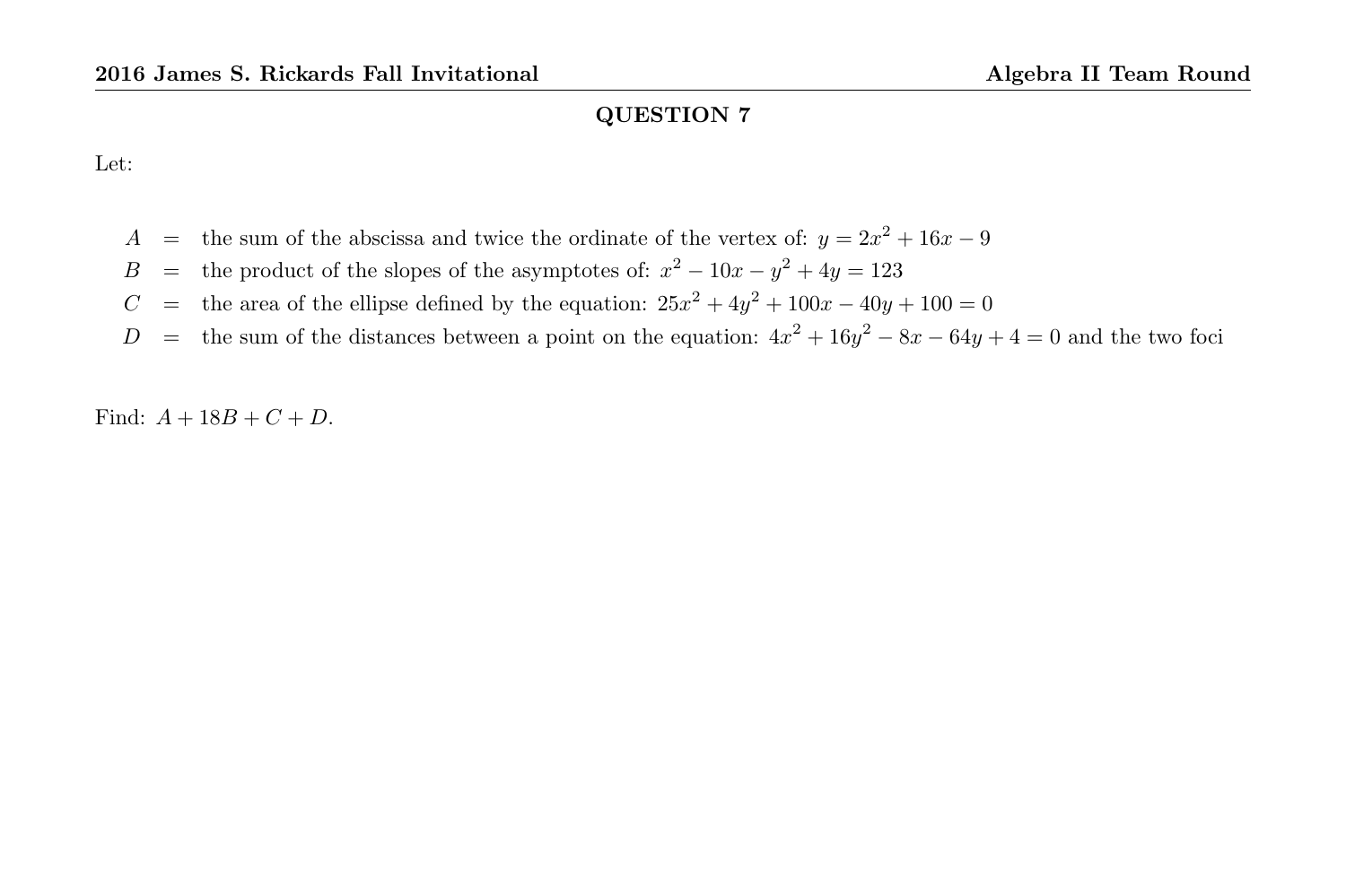## QUESTION 7

Let:

$A$ = the sum of the abscissa and twice the ordinate of the vertex of: $y = 2x^2 + 16x - 9$

$B$ = the product of the slopes of the asymptotes of: $x^2 - 10x - y^2 + 4y = 123$

$C$ = the area of the ellipse defined by the equation: $25x^2 + 4y^2 + 100x - 40y + 100 = 0$

$D$ = the sum of the distances between a point on the equation: $4x^2 + 16y^2 - 8x - 64y + 4 = 0$ and the two foci

Find: $A + 18B + C + D$.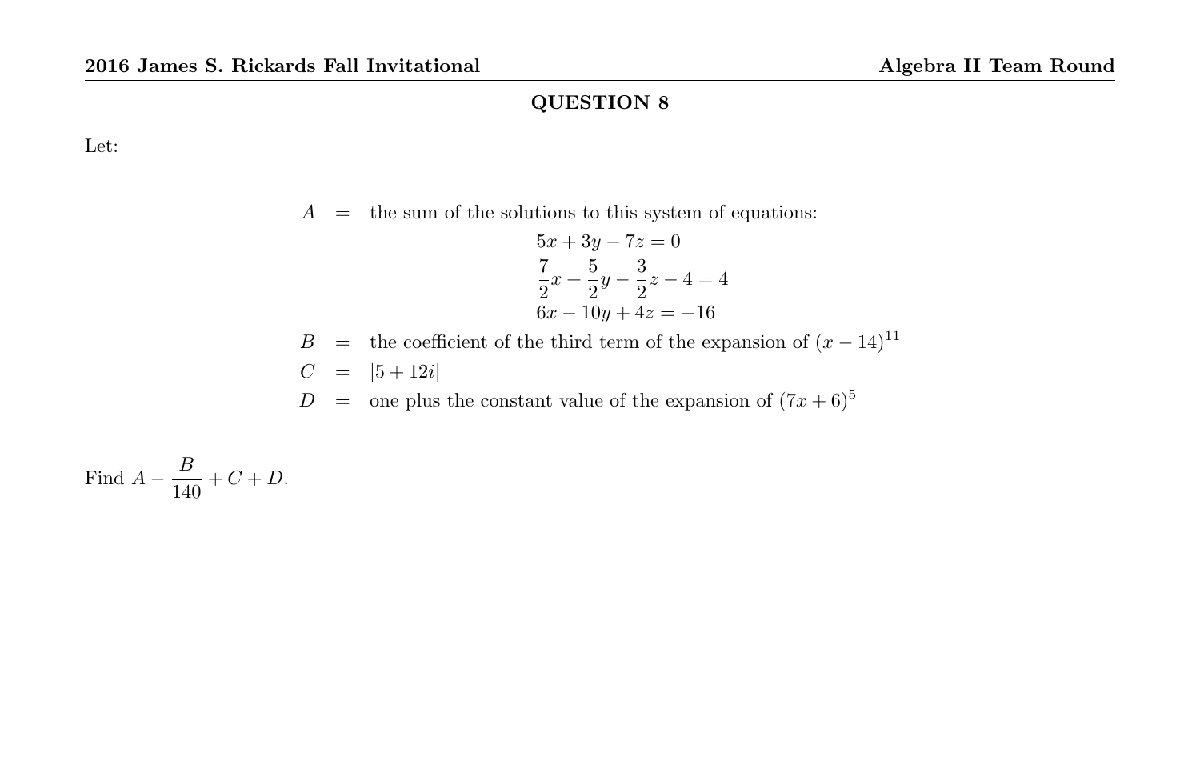## QUESTION 8

Let:

$A$ = the sum of the solutions to this system of equations:

$$5x + 3y - 7z = 0$$
$$\frac{7}{2}x + \frac{5}{2}y - \frac{3}{2}z - 4 = 4$$
$$6x - 10y + 4z = -16$$

$B$ = the coefficient of the third term of the expansion of $(x - 14)^{11}$

$C$ = $|5 + 12i|$

$D$ = one plus the constant value of the expansion of $(7x + 6)^5$

Find $A - \dfrac{B}{140} + C + D$.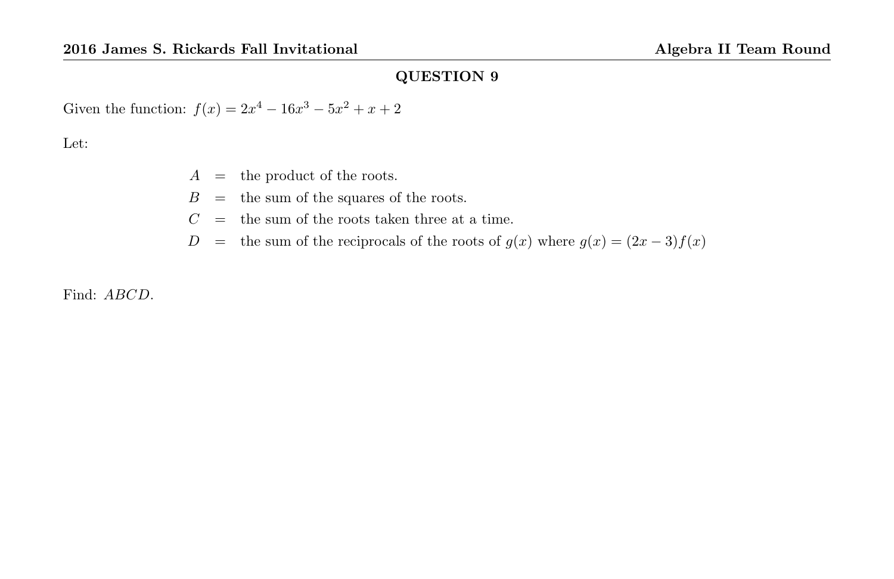## QUESTION 9

Given the function: $f(x) = 2x^4 - 16x^3 - 5x^2 + x + 2$

Let:

$$
\begin{aligned}
A &= \text{the product of the roots.} \\
B &= \text{the sum of the squares of the roots.} \\
C &= \text{the sum of the roots taken three at a time.} \\
D &= \text{the sum of the reciprocals of the roots of } g(x) \text{ where } g(x) = (2x-3)f(x)
\end{aligned}
$$

Find: $ABCD$.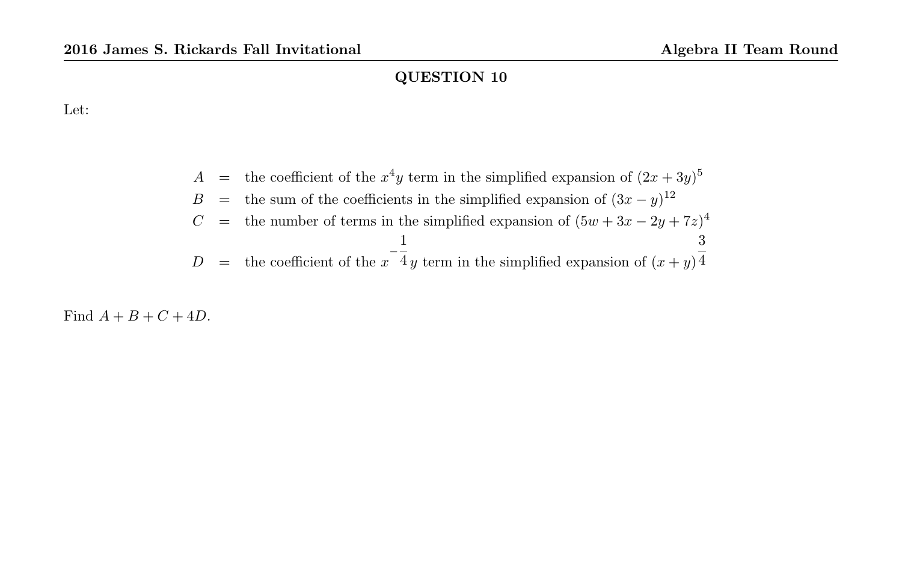## QUESTION 10

Let:

$$
\begin{aligned}
A &= \text{the coefficient of the } x^4y \text{ term in the simplified expansion of } (2x+3y)^5 \\
B &= \text{the sum of the coefficients in the simplified expansion of } (3x-y)^{12} \\
C &= \text{the number of terms in the simplified expansion of } (5w+3x-2y+7z)^4 \\
D &= \text{the coefficient of the } x^{-\frac{1}{4}}y \text{ term in the simplified expansion of } (x+y)^{\frac{3}{4}}
\end{aligned}
$$

Find $A+B+C+4D$.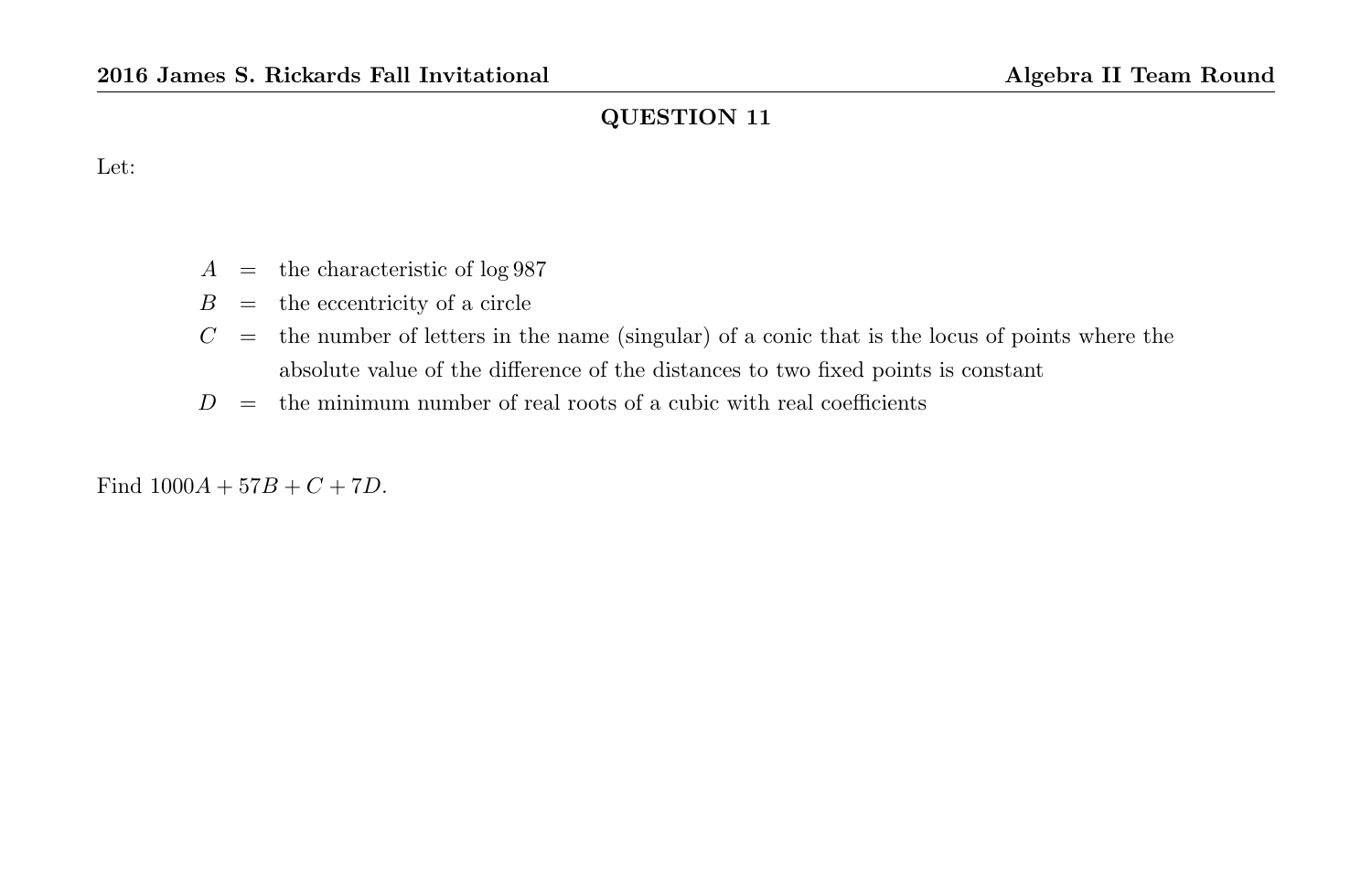## QUESTION 11

Let:

$$
\begin{aligned}
A &= \text{the characteristic of } \log 987 \\
B &= \text{the eccentricity of a circle} \\
C &= \text{the number of letters in the name (singular) of a conic that is the locus of points where the} \\
&\quad\ \text{absolute value of the difference of the distances to two fixed points is constant} \\
D &= \text{the minimum number of real roots of a cubic with real coefficients}
\end{aligned}
$$

Find $1000A + 57B + C + 7D$.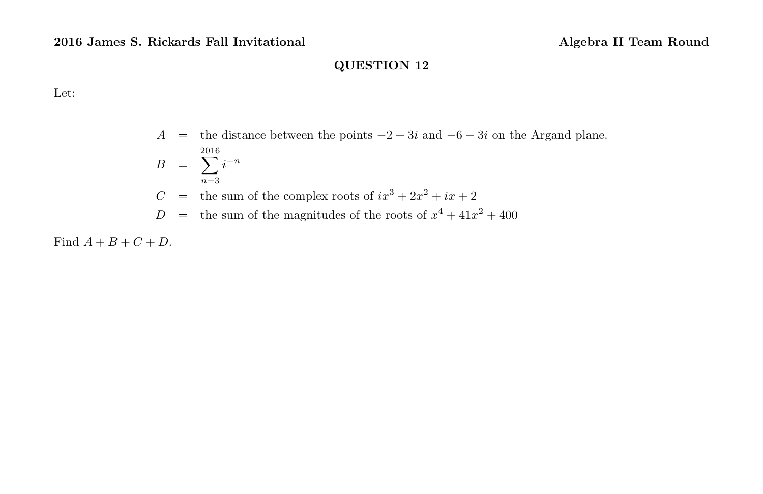## QUESTION 12

Let:

$$
\begin{aligned}
A &= \text{the distance between the points } -2+3i \text{ and } -6-3i \text{ on the Argand plane.} \\
B &= \sum_{n=3}^{2016} i^{-n} \\
C &= \text{the sum of the complex roots of } ix^3 + 2x^2 + ix + 2 \\
D &= \text{the sum of the magnitudes of the roots of } x^4 + 41x^2 + 400
\end{aligned}
$$

Find $A + B + C + D$.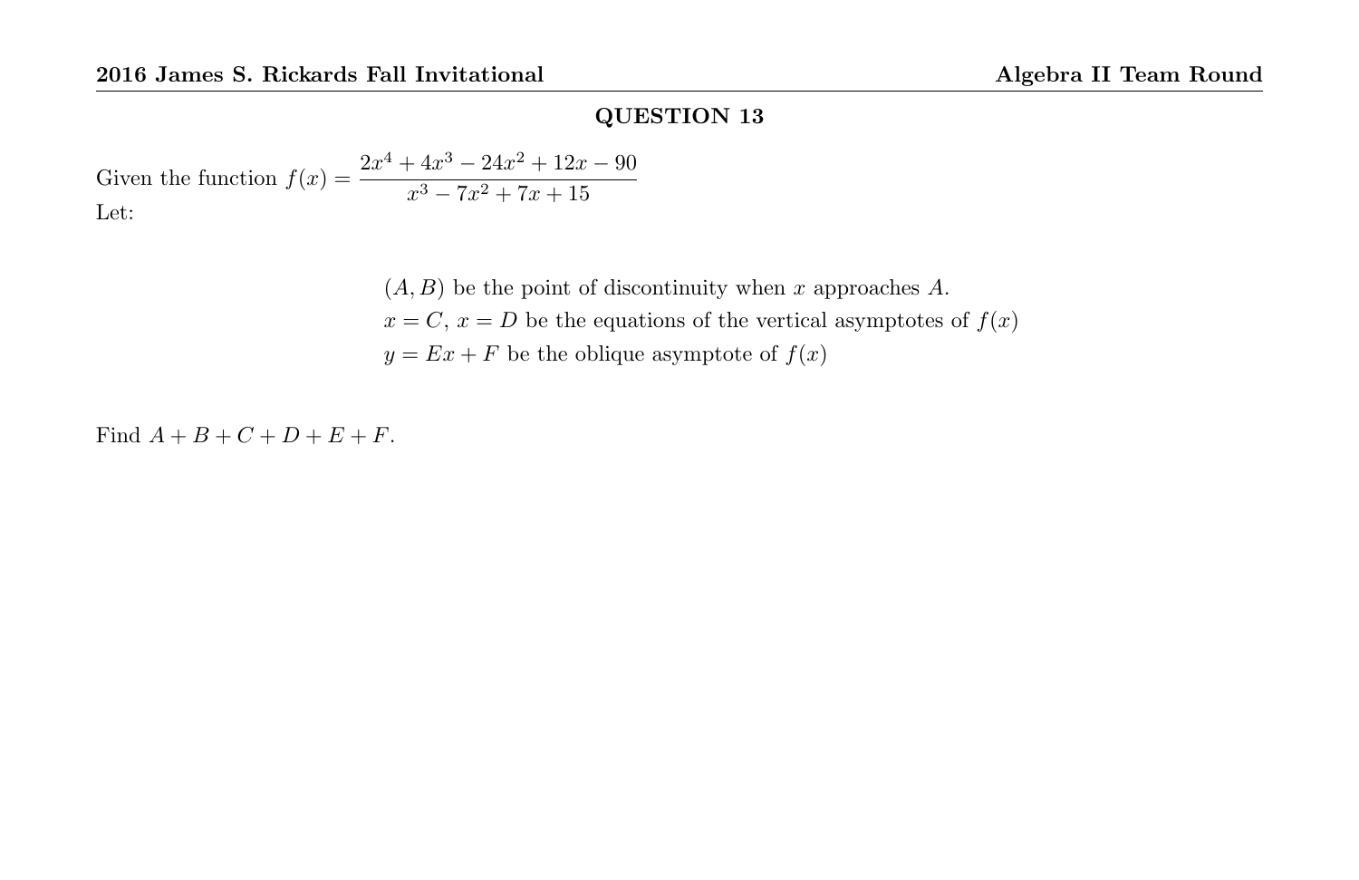## QUESTION 13

Given the function $f(x) = \dfrac{2x^4 + 4x^3 - 24x^2 + 12x - 90}{x^3 - 7x^2 + 7x + 15}$

Let:

$(A, B)$ be the point of discontinuity when $x$ approaches $A$.

$x = C$, $x = D$ be the equations of the vertical asymptotes of $f(x)$

$y = Ex + F$ be the oblique asymptote of $f(x)$

Find $A + B + C + D + E + F$.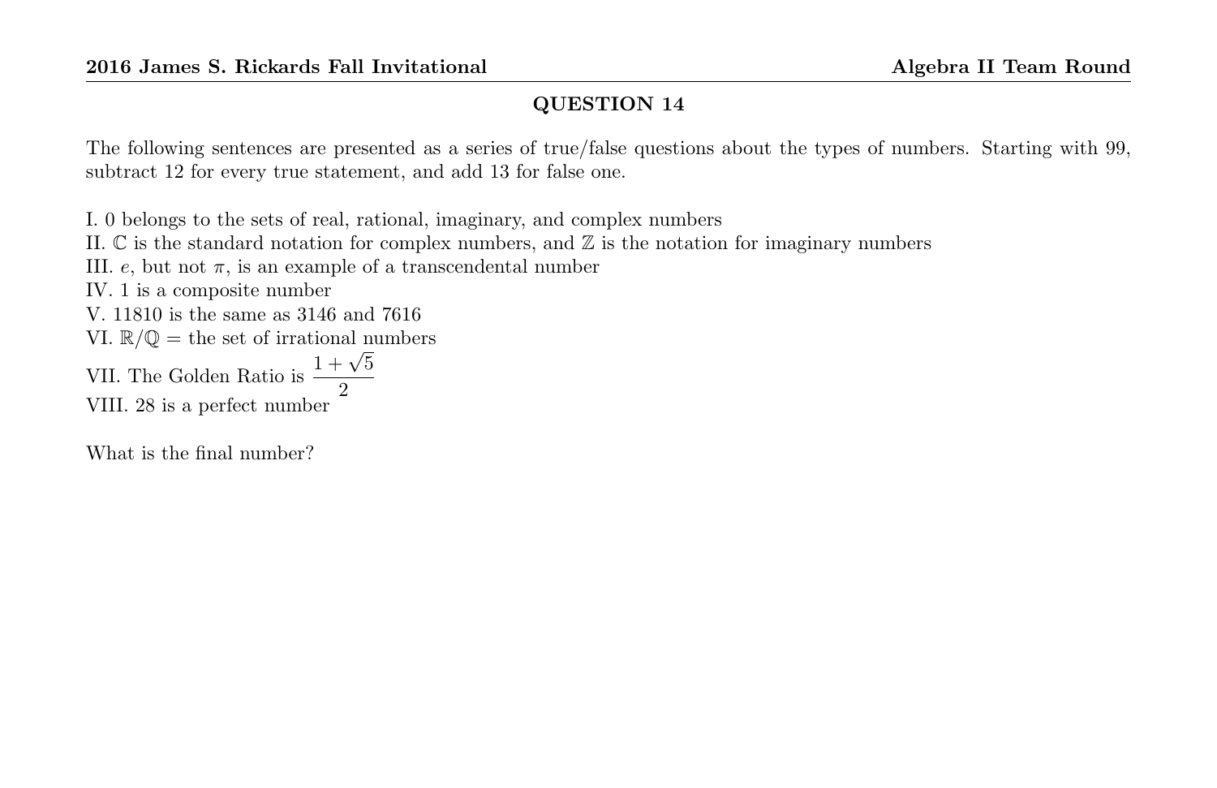## QUESTION 14

The following sentences are presented as a series of true/false questions about the types of numbers. Starting with 99, subtract 12 for every true statement, and add 13 for false one.

I. 0 belongs to the sets of real, rational, imaginary, and complex numbers
II. $\mathbb{C}$ is the standard notation for complex numbers, and $\mathbb{Z}$ is the notation for imaginary numbers
III. $e$, but not $\pi$, is an example of a transcendental number
IV. 1 is a composite number
V. 11810 is the same as 3146 and 7616
VI. $\mathbb{R}/\mathbb{Q}$ = the set of irrational numbers
VII. The Golden Ratio is $\dfrac{1+\sqrt{5}}{2}$
VIII. 28 is a perfect number

What is the final number?